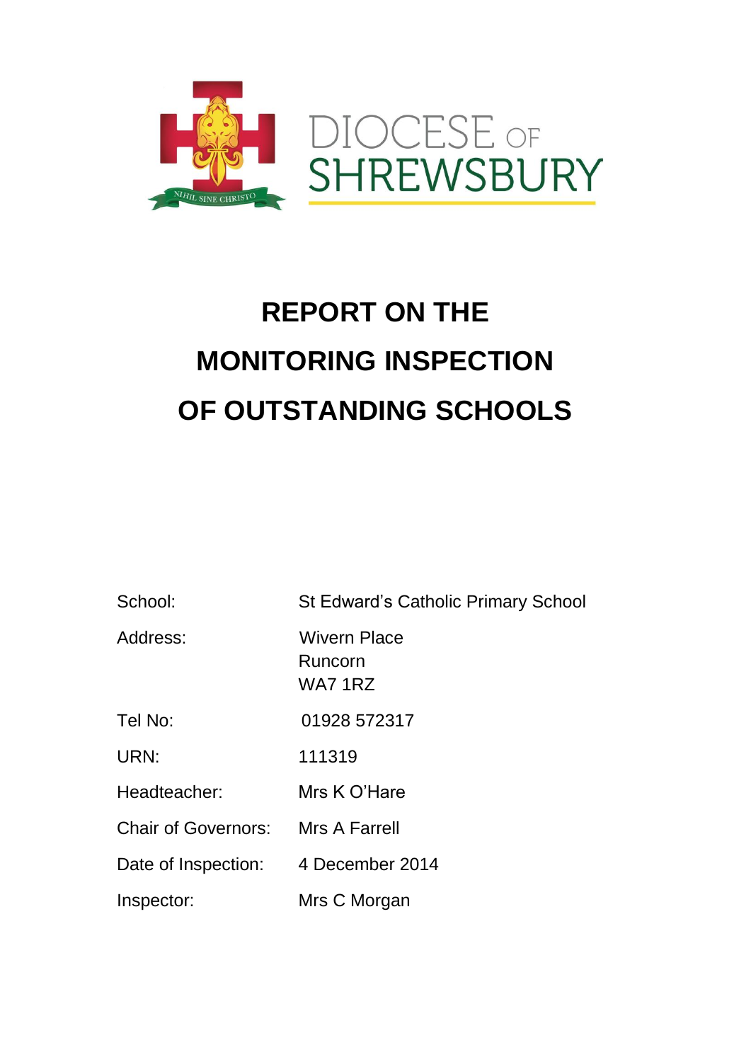DIOCESE OF SHREWSBURY

NIHIL SINE CHRISTO

# REPORT ON THE MONITORING INSPECTION OF OUTSTANDING SCHOOLS

| | |
|---|---|
| School: | St Edward's Catholic Primary School |
| Address: | Wivern Place<br>Runcorn<br>WA7 1RZ |
| Tel No: | 01928 572317 |
| URN: | 111319 |
| Headteacher: | Mrs K O'Hare |
| Chair of Governors: | Mrs A Farrell |
| Date of Inspection: | 4 December 2014 |
| Inspector: | Mrs C Morgan |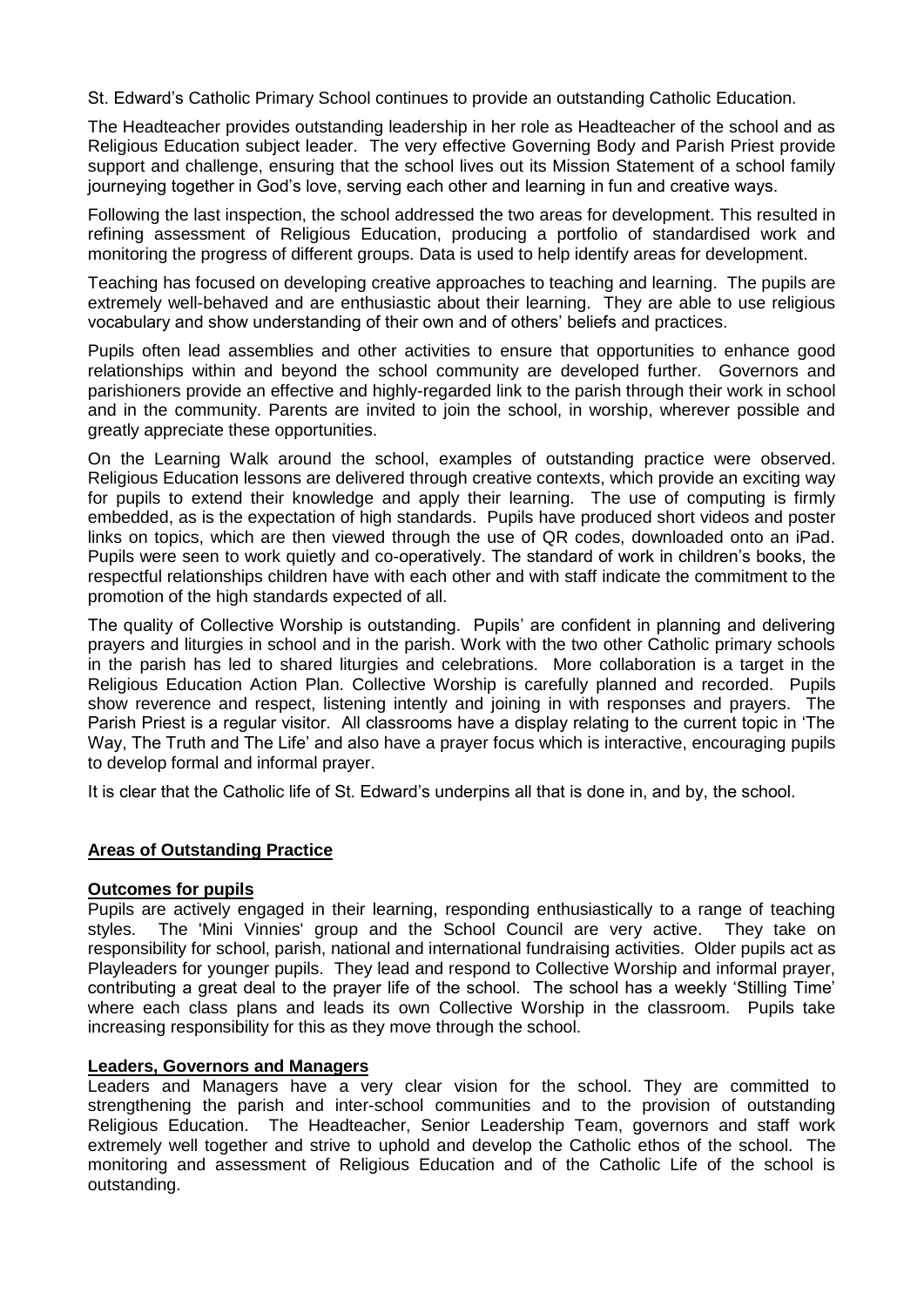St. Edward's Catholic Primary School continues to provide an outstanding Catholic Education.

The Headteacher provides outstanding leadership in her role as Headteacher of the school and as Religious Education subject leader. The very effective Governing Body and Parish Priest provide support and challenge, ensuring that the school lives out its Mission Statement of a school family journeying together in God's love, serving each other and learning in fun and creative ways.

Following the last inspection, the school addressed the two areas for development. This resulted in refining assessment of Religious Education, producing a portfolio of standardised work and monitoring the progress of different groups. Data is used to help identify areas for development.

Teaching has focused on developing creative approaches to teaching and learning. The pupils are extremely well-behaved and are enthusiastic about their learning. They are able to use religious vocabulary and show understanding of their own and of others' beliefs and practices.

Pupils often lead assemblies and other activities to ensure that opportunities to enhance good relationships within and beyond the school community are developed further. Governors and parishioners provide an effective and highly-regarded link to the parish through their work in school and in the community. Parents are invited to join the school, in worship, wherever possible and greatly appreciate these opportunities.

On the Learning Walk around the school, examples of outstanding practice were observed. Religious Education lessons are delivered through creative contexts, which provide an exciting way for pupils to extend their knowledge and apply their learning. The use of computing is firmly embedded, as is the expectation of high standards. Pupils have produced short videos and poster links on topics, which are then viewed through the use of QR codes, downloaded onto an iPad. Pupils were seen to work quietly and co-operatively. The standard of work in children's books, the respectful relationships children have with each other and with staff indicate the commitment to the promotion of the high standards expected of all.

The quality of Collective Worship is outstanding. Pupils' are confident in planning and delivering prayers and liturgies in school and in the parish. Work with the two other Catholic primary schools in the parish has led to shared liturgies and celebrations. More collaboration is a target in the Religious Education Action Plan. Collective Worship is carefully planned and recorded. Pupils show reverence and respect, listening intently and joining in with responses and prayers. The Parish Priest is a regular visitor. All classrooms have a display relating to the current topic in 'The Way, The Truth and The Life' and also have a prayer focus which is interactive, encouraging pupils to develop formal and informal prayer.

It is clear that the Catholic life of St. Edward's underpins all that is done in, and by, the school.

## Areas of Outstanding Practice

### Outcomes for pupils

Pupils are actively engaged in their learning, responding enthusiastically to a range of teaching styles. The 'Mini Vinnies' group and the School Council are very active. They take on responsibility for school, parish, national and international fundraising activities. Older pupils act as Playleaders for younger pupils. They lead and respond to Collective Worship and informal prayer, contributing a great deal to the prayer life of the school. The school has a weekly 'Stilling Time' where each class plans and leads its own Collective Worship in the classroom. Pupils take increasing responsibility for this as they move through the school.

### Leaders, Governors and Managers

Leaders and Managers have a very clear vision for the school. They are committed to strengthening the parish and inter-school communities and to the provision of outstanding Religious Education. The Headteacher, Senior Leadership Team, governors and staff work extremely well together and strive to uphold and develop the Catholic ethos of the school. The monitoring and assessment of Religious Education and of the Catholic Life of the school is outstanding.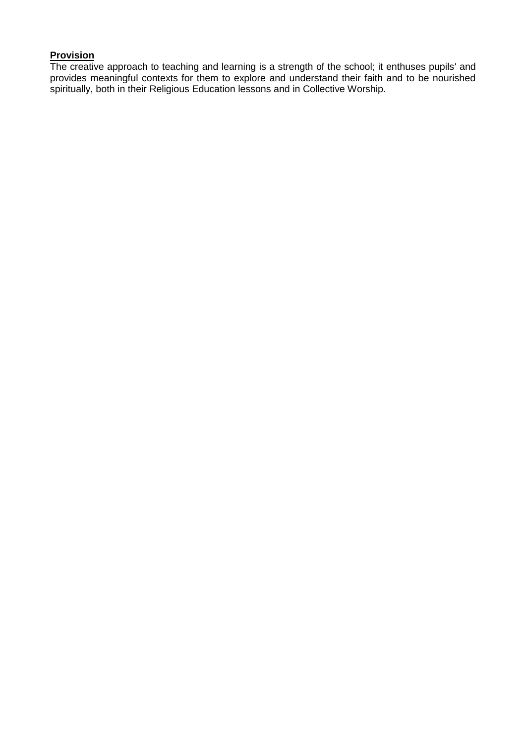**Provision**

The creative approach to teaching and learning is a strength of the school; it enthuses pupils' and provides meaningful contexts for them to explore and understand their faith and to be nourished spiritually, both in their Religious Education lessons and in Collective Worship.